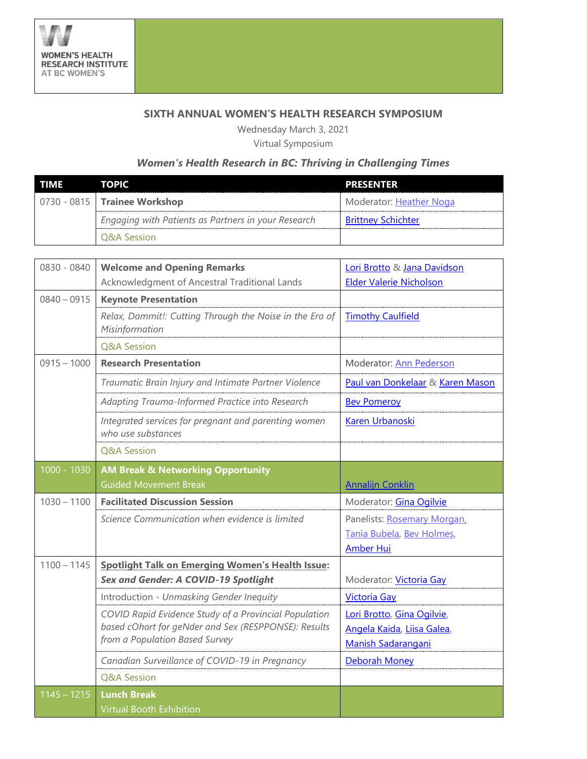WOMEN'S HEALTH RESEARCH INSTITUTE AT BC WOMEN'S

# SIXTH ANNUAL WOMEN'S HEALTH RESEARCH SYMPOSIUM

Wednesday March 3, 2021

Virtual Symposium

## *Women's Health Research in BC: Thriving in Challenging Times*

| TIME | TOPIC | PRESENTER |
|---|---|---|
| 0730 - 0815 | **Trainee Workshop** | Moderator: Heather Noga |
| | *Engaging with Patients as Partners in your Research* | Brittney Schichter |
| | Q&A Session | |

| TIME | TOPIC | PRESENTER |
|---|---|---|
| 0830 - 0840 | **Welcome and Opening Remarks**<br>Acknowledgment of Ancestral Traditional Lands | Lori Brotto & Jana Davidson<br>Elder Valerie Nicholson |
| 0840 – 0915 | **Keynote Presentation** | |
| | *Relax, Dammit!: Cutting Through the Noise in the Era of Misinformation* | Timothy Caulfield |
| | Q&A Session | |
| 0915 – 1000 | **Research Presentation** | Moderator: Ann Pederson |
| | *Traumatic Brain Injury and Intimate Partner Violence* | Paul van Donkelaar & Karen Mason |
| | *Adapting Trauma-Informed Practice into Research* | Bev Pomeroy |
| | *Integrated services for pregnant and parenting women who use substances* | Karen Urbanoski |
| | Q&A Session | |
| 1000 - 1030 | **AM Break & Networking Opportunity**<br>Guided Movement Break | Annalijn Conklin |
| 1030 – 1100 | **Facilitated Discussion Session** | Moderator: Gina Ogilvie |
| | *Science Communication when evidence is limited* | Panelists: Rosemary Morgan, Tania Bubela, Bev Holmes, Amber Hui |
| 1100 – 1145 | **Spotlight Talk on Emerging Women's Health Issue:**<br>***Sex and Gender: A COVID-19 Spotlight*** | Moderator: Victoria Gay |
| | Introduction - *Unmasking Gender Inequity* | Victoria Gay |
| | *COVID Rapid Evidence Study of a Provincial Population based cOhort for geNder and Sex (RESPPONSE): Results from a Population Based Survey* | Lori Brotto, Gina Ogilvie, Angela Kaida, Liisa Galea, Manish Sadarangani |
| | *Canadian Surveillance of COVID-19 in Pregnancy* | Deborah Money |
| | Q&A Session | |
| 1145 – 1215 | **Lunch Break**<br>Virtual Booth Exhibition | |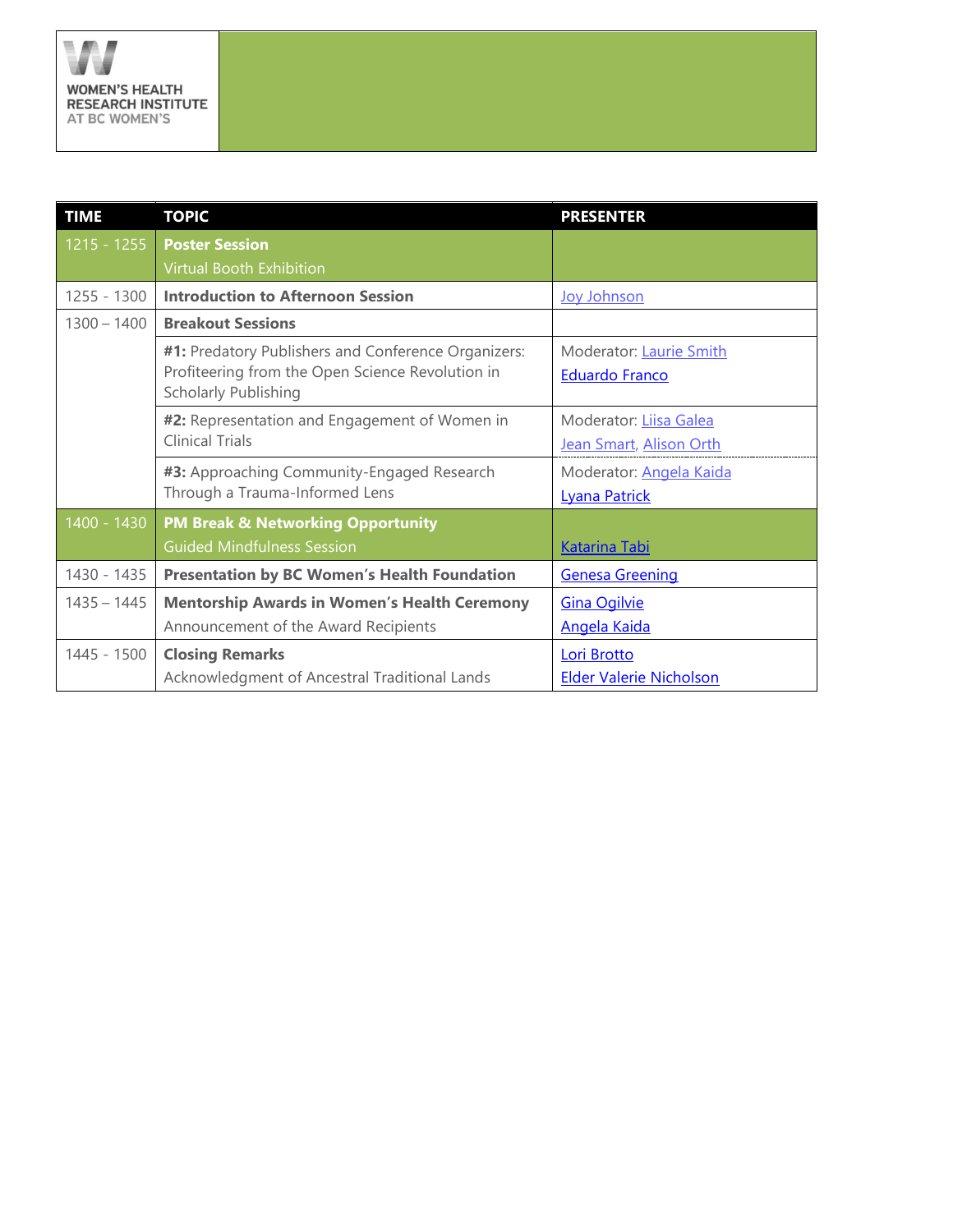WOMEN'S HEALTH RESEARCH INSTITUTE AT BC WOMEN'S

| TIME | TOPIC | PRESENTER |
|---|---|---|
| 1215 - 1255 | **Poster Session**<br>Virtual Booth Exhibition | |
| 1255 - 1300 | **Introduction to Afternoon Session** | Joy Johnson |
| 1300 – 1400 | **Breakout Sessions** | |
| | **#1:** Predatory Publishers and Conference Organizers: Profiteering from the Open Science Revolution in Scholarly Publishing | Moderator: Laurie Smith<br>Eduardo Franco |
| | **#2:** Representation and Engagement of Women in Clinical Trials | Moderator: Liisa Galea<br>Jean Smart, Alison Orth |
| | **#3:** Approaching Community-Engaged Research Through a Trauma-Informed Lens | Moderator: Angela Kaida<br>Lyana Patrick |
| 1400 - 1430 | **PM Break & Networking Opportunity**<br>Guided Mindfulness Session | Katarina Tabi |
| 1430 - 1435 | **Presentation by BC Women's Health Foundation** | Genesa Greening |
| 1435 – 1445 | **Mentorship Awards in Women's Health Ceremony**<br>Announcement of the Award Recipients | Gina Ogilvie<br>Angela Kaida |
| 1445 - 1500 | **Closing Remarks**<br>Acknowledgment of Ancestral Traditional Lands | Lori Brotto<br>Elder Valerie Nicholson |